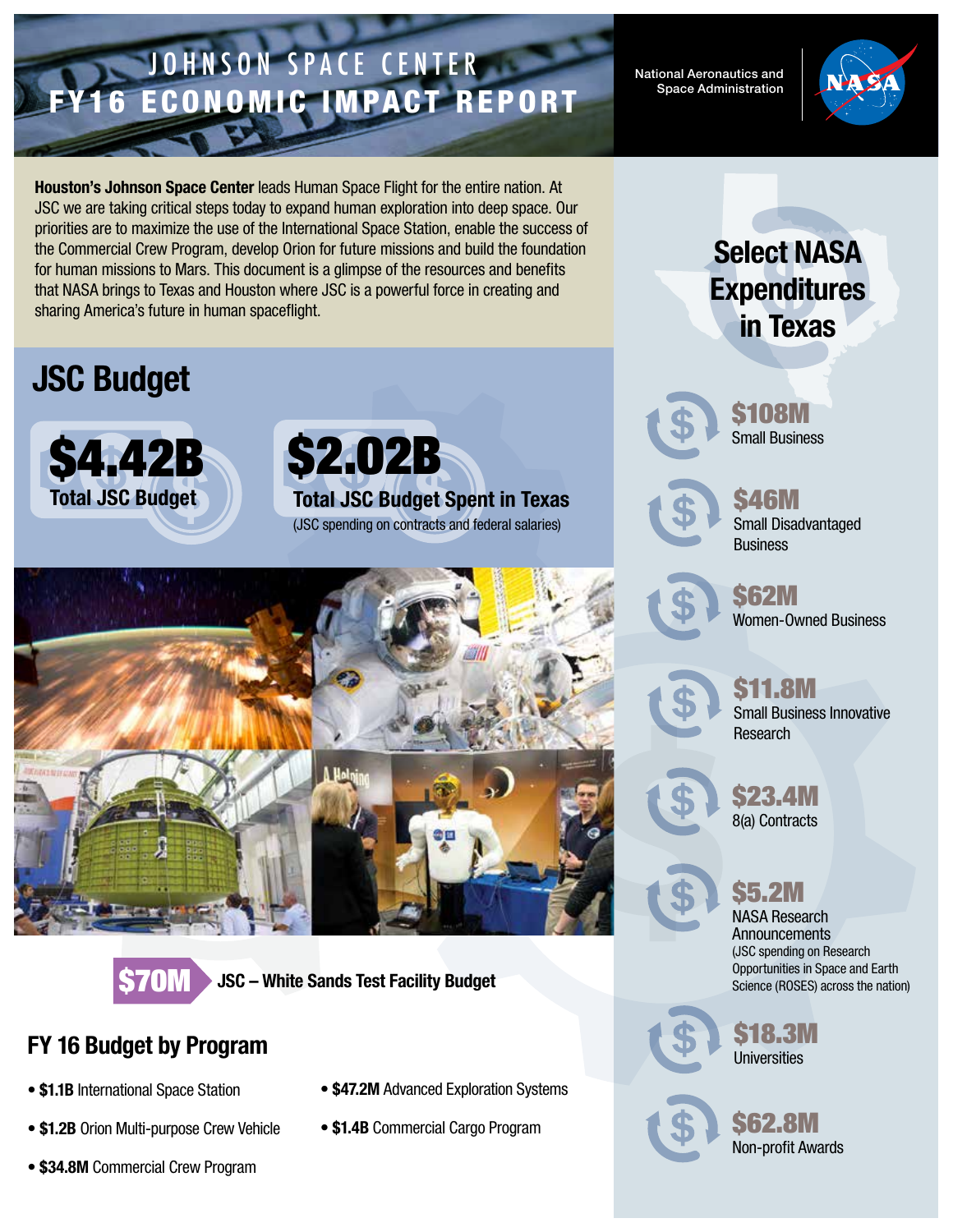# JOHNSON SPACE CENTER FY16 ECONOMIC IMPACT REPORT

National Aeronautics and Space Administration

**Houston's Johnson Space Center** leads Human Space Flight for the entire nation. At JSC we are taking critical steps today to expand human exploration into deep space. Our priorities are to maximize the use of the International Space Station, enable the success of the Commercial Crew Program, develop Orion for future missions and build the foundation for human missions to Mars. This document is a glimpse of the resources and benefits that NASA brings to Texas and Houston where JSC is a powerful force in creating and sharing America's future in human spaceflight.

## JSC Budget

**$4.42B**
**Total JSC Budget**

**$2.02B**
**Total JSC Budget Spent in Texas**
(JSC spending on contracts and federal salaries)

**$70M** JSC – White Sands Test Facility Budget

## FY 16 Budget by Program

- **$1.1B** International Space Station
- **$1.2B** Orion Multi-purpose Crew Vehicle
- **$34.8M** Commercial Crew Program
- **$47.2M** Advanced Exploration Systems
- **$1.4B** Commercial Cargo Program

## Select NASA Expenditures in Texas

**$108M**
Small Business

**$46M**
Small Disadvantaged Business

**$62M**
Women-Owned Business

**$11.8M**
Small Business Innovative Research

**$23.4M**
8(a) Contracts

**$5.2M**
NASA Research Announcements
(JSC spending on Research Opportunities in Space and Earth Science (ROSES) across the nation)

**$18.3M**
Universities

**$62.8M**
Non-profit Awards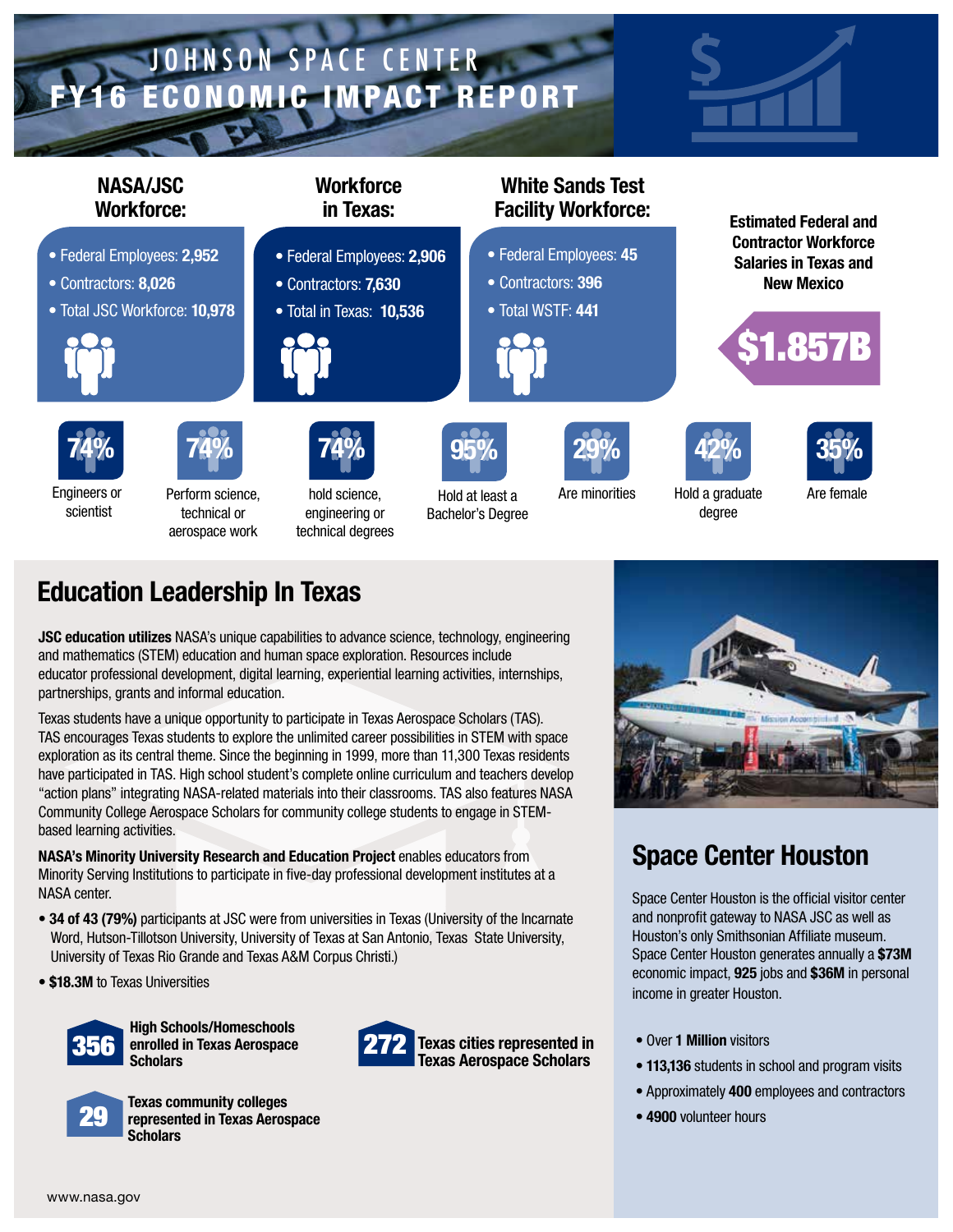# JOHNSON SPACE CENTER FY16 ECONOMIC IMPACT REPORT

## NASA/JSC Workforce:

- Federal Employees: **2,952**
- Contractors: **8,026**
- Total JSC Workforce: **10,978**

## Workforce in Texas:

- Federal Employees: **2,906**
- Contractors: **7,630**
- Total in Texas: **10,536**

## White Sands Test Facility Workforce:

- Federal Employees: **45**
- Contractors: **396**
- Total WSTF: **441**

**Estimated Federal and Contractor Workforce Salaries in Texas and New Mexico**

**$1.857B**

**74%** Engineers or scientist

**74%** Perform science, technical or aerospace work

**74%** hold science, engineering or technical degrees

**95%** Hold at least a Bachelor's Degree

**29%** Are minorities

**42%** Hold a graduate degree

**35%** Are female

## Education Leadership In Texas

**JSC education utilizes** NASA's unique capabilities to advance science, technology, engineering and mathematics (STEM) education and human space exploration. Resources include educator professional development, digital learning, experiential learning activities, internships, partnerships, grants and informal education.

Texas students have a unique opportunity to participate in Texas Aerospace Scholars (TAS). TAS encourages Texas students to explore the unlimited career possibilities in STEM with space exploration as its central theme. Since the beginning in 1999, more than 11,300 Texas residents have participated in TAS. High school student's complete online curriculum and teachers develop "action plans" integrating NASA-related materials into their classrooms. TAS also features NASA Community College Aerospace Scholars for community college students to engage in STEM-based learning activities.

**NASA's Minority University Research and Education Project** enables educators from Minority Serving Institutions to participate in five-day professional development institutes at a NASA center.

- **34 of 43 (79%)** participants at JSC were from universities in Texas (University of the Incarnate Word, Hutson-Tillotson University, University of Texas at San Antonio, Texas State University, University of Texas Rio Grande and Texas A&M Corpus Christi.)
- **$18.3M** to Texas Universities

**356** High Schools/Homeschools enrolled in Texas Aerospace Scholars

**272** Texas cities represented in Texas Aerospace Scholars

**29** Texas community colleges represented in Texas Aerospace Scholars

## Space Center Houston

Space Center Houston is the official visitor center and nonprofit gateway to NASA JSC as well as Houston's only Smithsonian Affiliate museum. Space Center Houston generates annually a **$73M** economic impact, **925** jobs and **$36M** in personal income in greater Houston.

- Over **1 Million** visitors
- **113,136** students in school and program visits
- Approximately **400** employees and contractors
- **4900** volunteer hours

www.nasa.gov